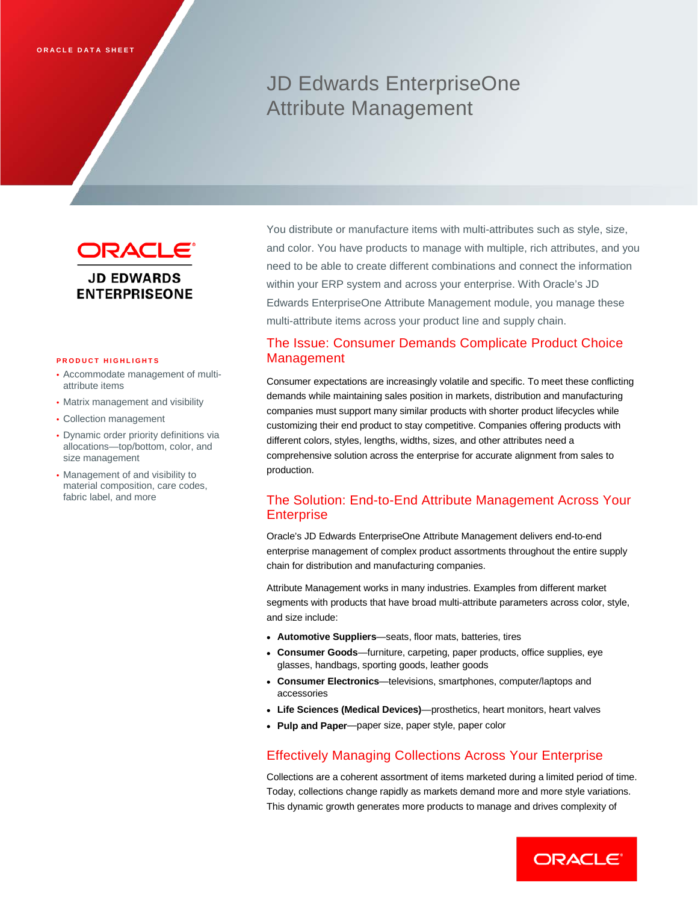ORACLE DATA SHEET

# JD Edwards EnterpriseOne Attribute Management

ORACLE
JD EDWARDS ENTERPRISEONE

**PRODUCT HIGHLIGHTS**

- Accommodate management of multi-attribute items
- Matrix management and visibility
- Collection management
- Dynamic order priority definitions via allocations—top/bottom, color, and size management
- Management of and visibility to material composition, care codes, fabric label, and more

You distribute or manufacture items with multi-attributes such as style, size, and color. You have products to manage with multiple, rich attributes, and you need to be able to create different combinations and connect the information within your ERP system and across your enterprise. With Oracle's JD Edwards EnterpriseOne Attribute Management module, you manage these multi-attribute items across your product line and supply chain.

## The Issue: Consumer Demands Complicate Product Choice Management

Consumer expectations are increasingly volatile and specific. To meet these conflicting demands while maintaining sales position in markets, distribution and manufacturing companies must support many similar products with shorter product lifecycles while customizing their end product to stay competitive. Companies offering products with different colors, styles, lengths, widths, sizes, and other attributes need a comprehensive solution across the enterprise for accurate alignment from sales to production.

## The Solution: End-to-End Attribute Management Across Your Enterprise

Oracle's JD Edwards EnterpriseOne Attribute Management delivers end-to-end enterprise management of complex product assortments throughout the entire supply chain for distribution and manufacturing companies.

Attribute Management works in many industries. Examples from different market segments with products that have broad multi-attribute parameters across color, style, and size include:

- **Automotive Suppliers**—seats, floor mats, batteries, tires
- **Consumer Goods**—furniture, carpeting, paper products, office supplies, eye glasses, handbags, sporting goods, leather goods
- **Consumer Electronics**—televisions, smartphones, computer/laptops and accessories
- **Life Sciences (Medical Devices)**—prosthetics, heart monitors, heart valves
- **Pulp and Paper**—paper size, paper style, paper color

## Effectively Managing Collections Across Your Enterprise

Collections are a coherent assortment of items marketed during a limited period of time. Today, collections change rapidly as markets demand more and more style variations. This dynamic growth generates more products to manage and drives complexity of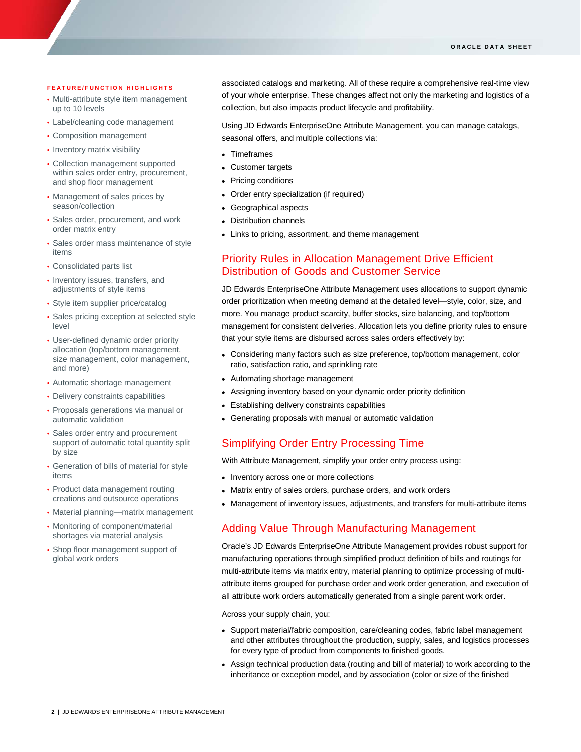#### FEATURE/FUNCTION HIGHLIGHTS

- Multi-attribute style item management up to 10 levels
- Label/cleaning code management
- Composition management
- Inventory matrix visibility
- Collection management supported within sales order entry, procurement, and shop floor management
- Management of sales prices by season/collection
- Sales order, procurement, and work order matrix entry
- Sales order mass maintenance of style items
- Consolidated parts list
- Inventory issues, transfers, and adjustments of style items
- Style item supplier price/catalog
- Sales pricing exception at selected style level
- User-defined dynamic order priority allocation (top/bottom management, size management, color management, and more)
- Automatic shortage management
- Delivery constraints capabilities
- Proposals generations via manual or automatic validation
- Sales order entry and procurement support of automatic total quantity split by size
- Generation of bills of material for style items
- Product data management routing creations and outsource operations
- Material planning—matrix management
- Monitoring of component/material shortages via material analysis
- Shop floor management support of global work orders

associated catalogs and marketing. All of these require a comprehensive real-time view of your whole enterprise. These changes affect not only the marketing and logistics of a collection, but also impacts product lifecycle and profitability.

Using JD Edwards EnterpriseOne Attribute Management, you can manage catalogs, seasonal offers, and multiple collections via:

- Timeframes
- Customer targets
- Pricing conditions
- Order entry specialization (if required)
- Geographical aspects
- Distribution channels
- Links to pricing, assortment, and theme management

## Priority Rules in Allocation Management Drive Efficient Distribution of Goods and Customer Service

JD Edwards EnterpriseOne Attribute Management uses allocations to support dynamic order prioritization when meeting demand at the detailed level—style, color, size, and more. You manage product scarcity, buffer stocks, size balancing, and top/bottom management for consistent deliveries. Allocation lets you define priority rules to ensure that your style items are disbursed across sales orders effectively by:

- Considering many factors such as size preference, top/bottom management, color ratio, satisfaction ratio, and sprinkling rate
- Automating shortage management
- Assigning inventory based on your dynamic order priority definition
- Establishing delivery constraints capabilities
- Generating proposals with manual or automatic validation

## Simplifying Order Entry Processing Time

With Attribute Management, simplify your order entry process using:

- Inventory across one or more collections
- Matrix entry of sales orders, purchase orders, and work orders
- Management of inventory issues, adjustments, and transfers for multi-attribute items

## Adding Value Through Manufacturing Management

Oracle's JD Edwards EnterpriseOne Attribute Management provides robust support for manufacturing operations through simplified product definition of bills and routings for multi-attribute items via matrix entry, material planning to optimize processing of multi-attribute items grouped for purchase order and work order generation, and execution of all attribute work orders automatically generated from a single parent work order.

Across your supply chain, you:

- Support material/fabric composition, care/cleaning codes, fabric label management and other attributes throughout the production, supply, sales, and logistics processes for every type of product from components to finished goods.
- Assign technical production data (routing and bill of material) to work according to the inheritance or exception model, and by association (color or size of the finished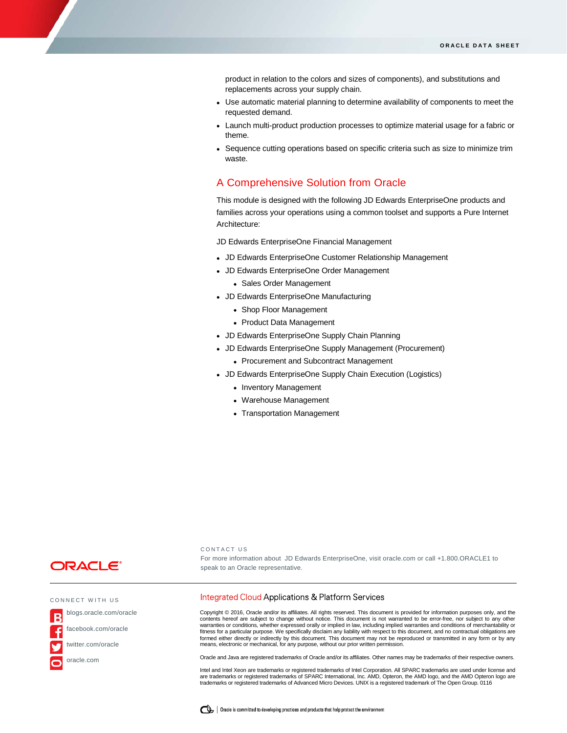product in relation to the colors and sizes of components), and substitutions and replacements across your supply chain.

- Use automatic material planning to determine availability of components to meet the requested demand.
- Launch multi-product production processes to optimize material usage for a fabric or theme.
- Sequence cutting operations based on specific criteria such as size to minimize trim waste.

## A Comprehensive Solution from Oracle

This module is designed with the following JD Edwards EnterpriseOne products and families across your operations using a common toolset and supports a Pure Internet Architecture:

JD Edwards EnterpriseOne Financial Management

- JD Edwards EnterpriseOne Customer Relationship Management
- JD Edwards EnterpriseOne Order Management
  - Sales Order Management
- JD Edwards EnterpriseOne Manufacturing
  - Shop Floor Management
  - Product Data Management
- JD Edwards EnterpriseOne Supply Chain Planning
- JD Edwards EnterpriseOne Supply Management (Procurement)
  - Procurement and Subcontract Management
- JD Edwards EnterpriseOne Supply Chain Execution (Logistics)
  - Inventory Management
  - Warehouse Management
  - Transportation Management

ORACLE

CONTACT US

For more information about JD Edwards EnterpriseOne, visit oracle.com or call +1.800.ORACLE1 to speak to an Oracle representative.

CONNECT WITH US

- blogs.oracle.com/oracle
- facebook.com/oracle
- twitter.com/oracle
- oracle.com

Integrated Cloud Applications & Platform Services

Copyright © 2016, Oracle and/or its affiliates. All rights reserved. This document is provided for information purposes only, and the contents hereof are subject to change without notice. This document is not warranted to be error-free, nor subject to any other warranties or conditions, whether expressed orally or implied in law, including implied warranties and conditions of merchantability or fitness for a particular purpose. We specifically disclaim any liability with respect to this document, and no contractual obligations are formed either directly or indirectly by this document. This document may not be reproduced or transmitted in any form or by any means, electronic or mechanical, for any purpose, without our prior written permission.

Oracle and Java are registered trademarks of Oracle and/or its affiliates. Other names may be trademarks of their respective owners.

Intel and Intel Xeon are trademarks or registered trademarks of Intel Corporation. All SPARC trademarks are used under license and are trademarks or registered trademarks of SPARC International, Inc. AMD, Opteron, the AMD logo, and the AMD Opteron logo are trademarks or registered trademarks of Advanced Micro Devices. UNIX is a registered trademark of The Open Group. 0116

Oracle is committed to developing practices and products that help protect the environment